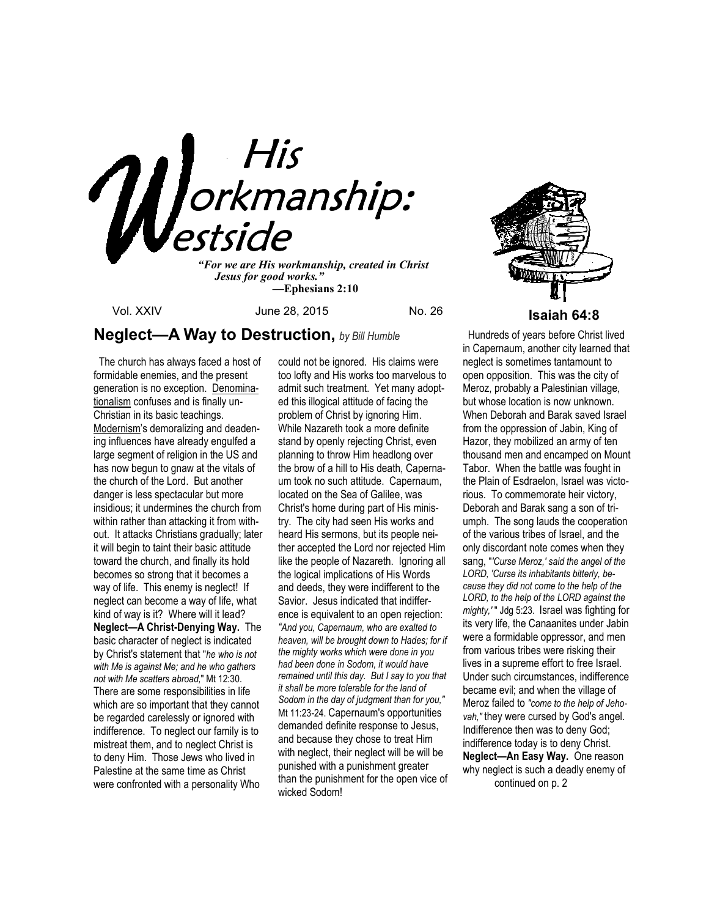# His Workmanship: Westside

*"For we are His workmanship, created in Christ Jesus for good works."*
**—Ephesians 2:10**

Vol. XXIV June 28, 2015 No. 26

**Isaiah 64:8**

## Neglect—A Way to Destruction, *by Bill Humble*

The church has always faced a host of formidable enemies, and the present generation is no exception. Denominationalism confuses and is finally un-Christian in its basic teachings. Modernism's demoralizing and deadening influences have already engulfed a large segment of religion in the US and has now begun to gnaw at the vitals of the church of the Lord. But another danger is less spectacular but more insidious; it undermines the church from within rather than attacking it from without. It attacks Christians gradually; later it will begin to taint their basic attitude toward the church, and finally its hold becomes so strong that it becomes a way of life. This enemy is neglect! If neglect can become a way of life, what kind of way is it? Where will it lead?

**Neglect—A Christ-Denying Way.** The basic character of neglect is indicated by Christ's statement that "*he who is not with Me is against Me; and he who gathers not with Me scatters abroad,*" Mt 12:30. There are some responsibilities in life which are so important that they cannot be regarded carelessly or ignored with indifference. To neglect our family is to mistreat them, and to neglect Christ is to deny Him. Those Jews who lived in Palestine at the same time as Christ were confronted with a personality Who could not be ignored. His claims were too lofty and His works too marvelous to admit such treatment. Yet many adopted this illogical attitude of facing the problem of Christ by ignoring Him. While Nazareth took a more definite stand by openly rejecting Christ, even planning to throw Him headlong over the brow of a hill to His death, Capernaum took no such attitude. Capernaum, located on the Sea of Galilee, was Christ's home during part of His ministry. The city had seen His works and heard His sermons, but its people neither accepted the Lord nor rejected Him like the people of Nazareth. Ignoring all the logical implications of His Words and deeds, they were indifferent to the Savior. Jesus indicated that indifference is equivalent to an open rejection: *"And you, Capernaum, who are exalted to heaven, will be brought down to Hades; for if the mighty works which were done in you had been done in Sodom, it would have remained until this day. But I say to you that it shall be more tolerable for the land of Sodom in the day of judgment than for you,"* Mt 11:23-24. Capernaum's opportunities demanded definite response to Jesus, and because they chose to treat Him with neglect, their neglect will be will be punished with a punishment greater than the punishment for the open vice of wicked Sodom!

Hundreds of years before Christ lived in Capernaum, another city learned that neglect is sometimes tantamount to open opposition. This was the city of Meroz, probably a Palestinian village, but whose location is now unknown. When Deborah and Barak saved Israel from the oppression of Jabin, King of Hazor, they mobilized an army of ten thousand men and encamped on Mount Tabor. When the battle was fought in the Plain of Esdraelon, Israel was victorious. To commemorate heir victory, Deborah and Barak sang a son of triumph. The song lauds the cooperation of the various tribes of Israel, and the only discordant note comes when they sang, "*'Curse Meroz,' said the angel of the LORD, 'Curse its inhabitants bitterly, because they did not come to the help of the LORD, to the help of the LORD against the mighty,'* " Jdg 5:23. Israel was fighting for its very life, the Canaanites under Jabin were a formidable oppressor, and men from various tribes were risking their lives in a supreme effort to free Israel. Under such circumstances, indifference became evil; and when the village of Meroz failed to *"come to the help of Jehovah,"* they were cursed by God's angel. Indifference then was to deny God; indifference today is to deny Christ.

**Neglect—An Easy Way.** One reason why neglect is such a deadly enemy of

continued on p. 2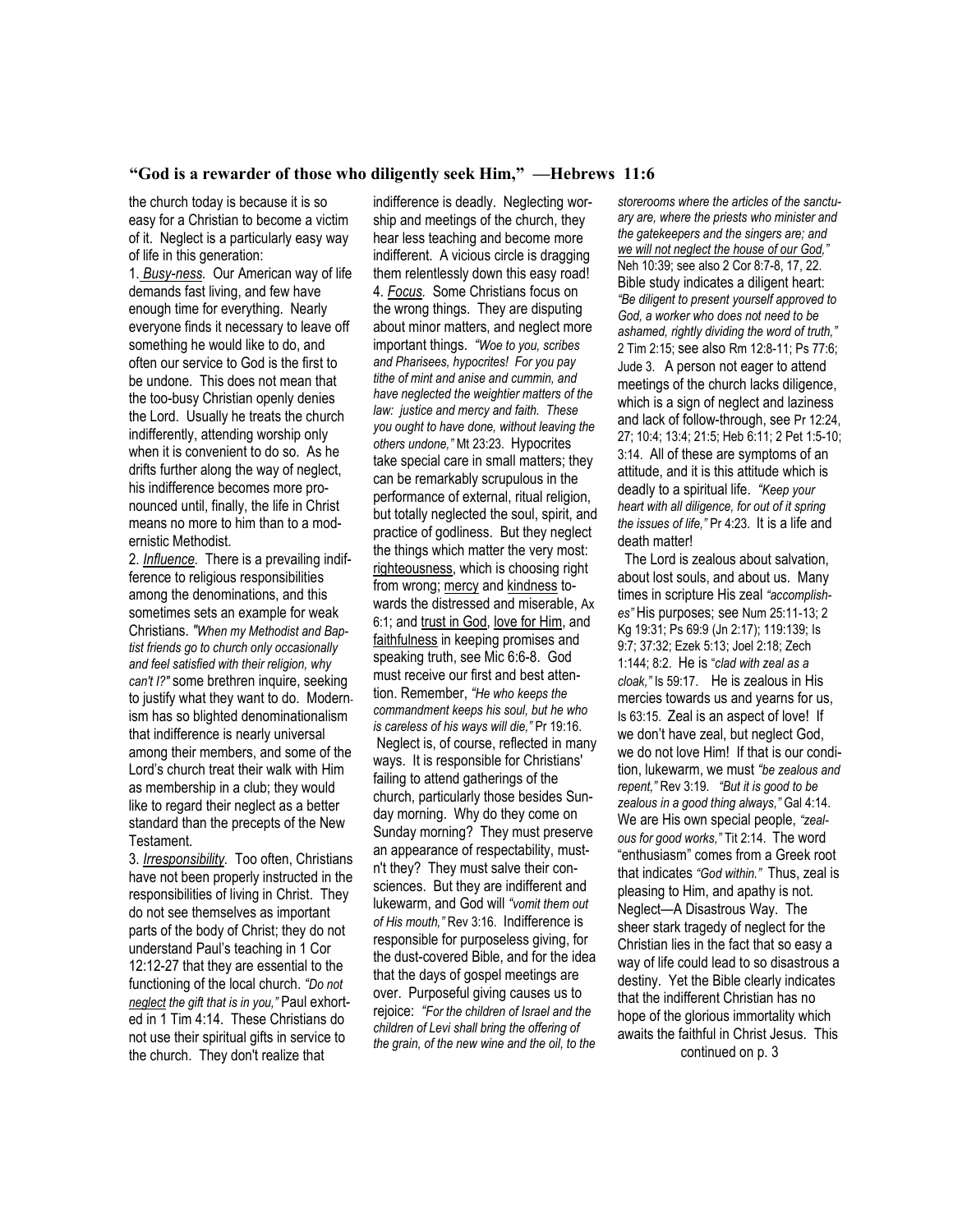**"God is a rewarder of those who diligently seek Him," —Hebrews 11:6**

the church today is because it is so easy for a Christian to become a victim of it. Neglect is a particularly easy way of life in this generation:

1. *Busy-ness*. Our American way of life demands fast living, and few have enough time for everything. Nearly everyone finds it necessary to leave off something he would like to do, and often our service to God is the first to be undone. This does not mean that the too-busy Christian openly denies the Lord. Usually he treats the church indifferently, attending worship only when it is convenient to do so. As he drifts further along the way of neglect, his indifference becomes more pronounced until, finally, the life in Christ means no more to him than to a modernistic Methodist.

2. *Influence*. There is a prevailing indifference to religious responsibilities among the denominations, and this sometimes sets an example for weak Christians. *"When my Methodist and Baptist friends go to church only occasionally and feel satisfied with their religion, why can't I?"* some brethren inquire, seeking to justify what they want to do. Modernism has so blighted denominationalism that indifference is nearly universal among their members, and some of the Lord's church treat their walk with Him as membership in a club; they would like to regard their neglect as a better standard than the precepts of the New Testament.

3. *Irresponsibility*. Too often, Christians have not been properly instructed in the responsibilities of living in Christ. They do not see themselves as important parts of the body of Christ; they do not understand Paul's teaching in 1 Cor 12:12-27 that they are essential to the functioning of the local church. *"Do not neglect the gift that is in you,"* Paul exhorted in 1 Tim 4:14. These Christians do not use their spiritual gifts in service to the church. They don't realize that indifference is deadly. Neglecting worship and meetings of the church, they hear less teaching and become more indifferent. A vicious circle is dragging them relentlessly down this easy road!

4. *Focus*. Some Christians focus on the wrong things. They are disputing about minor matters, and neglect more important things. *"Woe to you, scribes and Pharisees, hypocrites! For you pay tithe of mint and anise and cummin, and have neglected the weightier matters of the law: justice and mercy and faith. These you ought to have done, without leaving the others undone,"* Mt 23:23. Hypocrites take special care in small matters; they can be remarkably scrupulous in the performance of external, ritual religion, but totally neglected the soul, spirit, and practice of godliness. But they neglect the things which matter the very most: righteousness, which is choosing right from wrong; mercy and kindness towards the distressed and miserable, Ax 6:1; and trust in God, love for Him, and faithfulness in keeping promises and speaking truth, see Mic 6:6-8. God must receive our first and best attention. Remember, *"He who keeps the commandment keeps his soul, but he who is careless of his ways will die,"* Pr 19:16.

Neglect is, of course, reflected in many ways. It is responsible for Christians' failing to attend gatherings of the church, particularly those besides Sunday morning. Why do they come on Sunday morning? They must preserve an appearance of respectability, mustn't they? They must salve their consciences. But they are indifferent and lukewarm, and God will *"vomit them out of His mouth,"* Rev 3:16. Indifference is responsible for purposeless giving, for the dust-covered Bible, and for the idea that the days of gospel meetings are over. Purposeful giving causes us to rejoice: *"For the children of Israel and the children of Levi shall bring the offering of the grain, of the new wine and the oil, to the storerooms where the articles of the sanctuary are, where the priests who minister and the gatekeepers and the singers are; and we will not neglect the house of our God,"* Neh 10:39; see also 2 Cor 8:7-8, 17, 22. Bible study indicates a diligent heart: *"Be diligent to present yourself approved to God, a worker who does not need to be ashamed, rightly dividing the word of truth,"* 2 Tim 2:15; see also Rm 12:8-11; Ps 77:6; Jude 3. A person not eager to attend meetings of the church lacks diligence, which is a sign of neglect and laziness and lack of follow-through, see Pr 12:24, 27; 10:4; 13:4; 21:5; Heb 6:11; 2 Pet 1:5-10; 3:14. All of these are symptoms of an attitude, and it is this attitude which is deadly to a spiritual life. *"Keep your heart with all diligence, for out of it spring the issues of life,"* Pr 4:23. It is a life and death matter!

The Lord is zealous about salvation, about lost souls, and about us. Many times in scripture His zeal *"accomplishes"* His purposes; see Num 25:11-13; 2 Kg 19:31; Ps 69:9 (Jn 2:17); 119:139; Is 9:7; 37:32; Ezek 5:13; Joel 2:18; Zech 1:144; 8:2. He is *"clad with zeal as a cloak,"* Is 59:17. He is zealous in His mercies towards us and yearns for us, Is 63:15. Zeal is an aspect of love! If we don't have zeal, but neglect God, we do not love Him! If that is our condition, lukewarm, we must *"be zealous and repent,"* Rev 3:19. *"But it is good to be zealous in a good thing always,"* Gal 4:14. We are His own special people, *"zealous for good works,"* Tit 2:14. The word "enthusiasm" comes from a Greek root that indicates *"God within."* Thus, zeal is pleasing to Him, and apathy is not.

Neglect—A Disastrous Way. The sheer stark tragedy of neglect for the Christian lies in the fact that so easy a way of life could lead to so disastrous a destiny. Yet the Bible clearly indicates that the indifferent Christian has no hope of the glorious immortality which awaits the faithful in Christ Jesus. This

continued on p. 3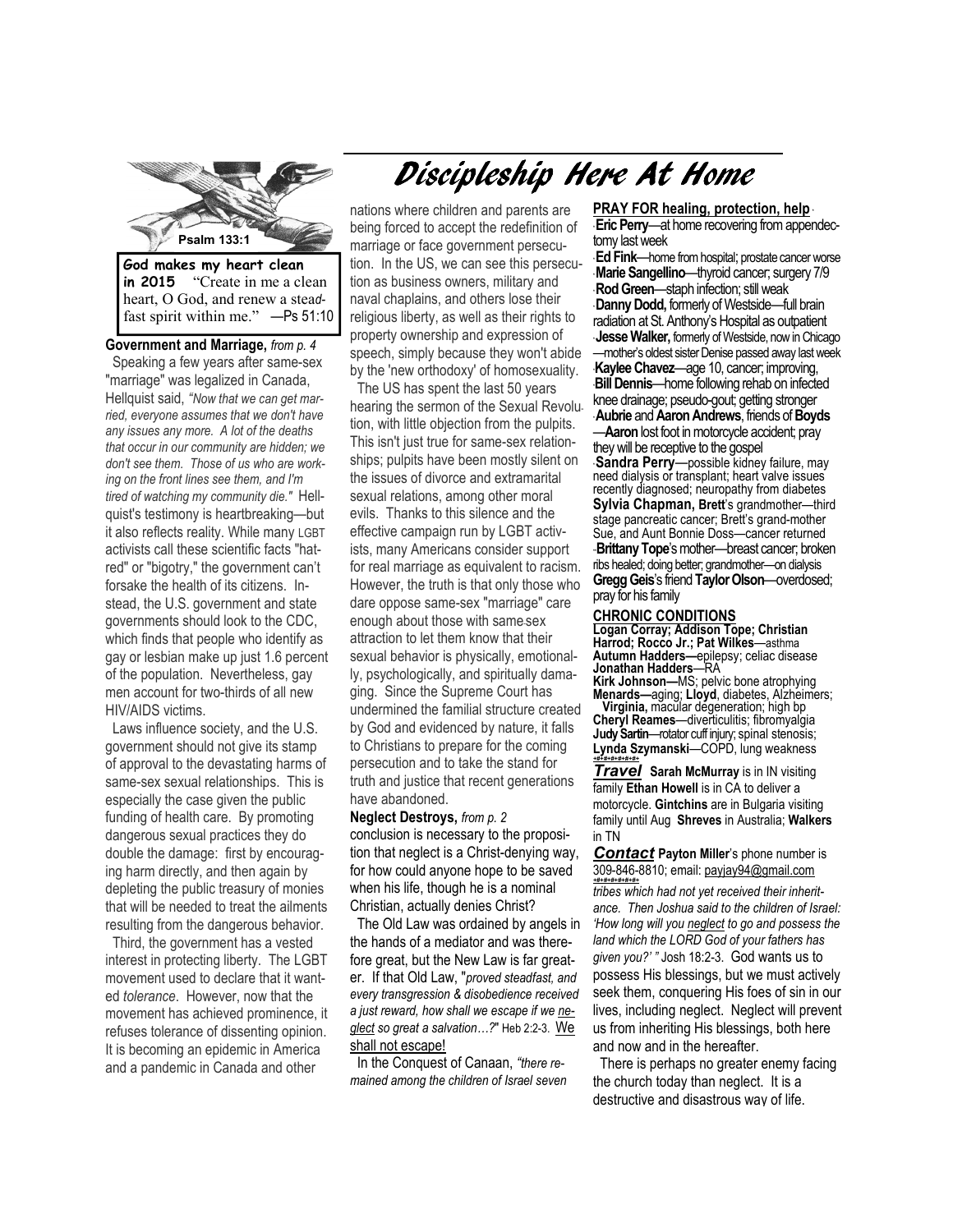# Discipleship Here At Home

Psalm 133:1

**God makes my heart clean in 2015** "Create in me a clean heart, O God, and renew a steadfast spirit within me." —Ps 51:10

**Government and Marriage,** *from p. 4*

Speaking a few years after same-sex "marriage" was legalized in Canada, Hellquist said, *"Now that we can get married, everyone assumes that we don't have any issues any more. A lot of the deaths that occur in our community are hidden; we don't see them. Those of us who are working on the front lines see them, and I'm tired of watching my community die."* Hellquist's testimony is heartbreaking—but it also reflects reality. While many LGBT activists call these scientific facts "hatred" or "bigotry," the government can't forsake the health of its citizens. Instead, the U.S. government and state governments should look to the CDC, which finds that people who identify as gay or lesbian make up just 1.6 percent of the population. Nevertheless, gay men account for two-thirds of all new HIV/AIDS victims.

Laws influence society, and the U.S. government should not give its stamp of approval to the devastating harms of same-sex sexual relationships. This is especially the case given the public funding of health care. By promoting dangerous sexual practices they do double the damage: first by encouraging harm directly, and then again by depleting the public treasury of monies that will be needed to treat the ailments resulting from the dangerous behavior.

Third, the government has a vested interest in protecting liberty. The LGBT movement used to declare that it wanted *tolerance*. However, now that the movement has achieved prominence, it refuses tolerance of dissenting opinion. It is becoming an epidemic in America and a pandemic in Canada and other nations where children and parents are being forced to accept the redefinition of marriage or face government persecution. In the US, we can see this persecution as business owners, military and naval chaplains, and others lose their religious liberty, as well as their rights to property ownership and expression of speech, simply because they won't abide by the 'new orthodoxy' of homosexuality.

The US has spent the last 50 years hearing the sermon of the Sexual Revolution, with little objection from the pulpits. This isn't just true for same-sex relationships; pulpits have been mostly silent on the issues of divorce and extramarital sexual relations, among other moral evils. Thanks to this silence and the effective campaign run by LGBT activists, many Americans consider support for real marriage as equivalent to racism. However, the truth is that only those who dare oppose same-sex "marriage" care enough about those with same-sex attraction to let them know that their sexual behavior is physically, emotionally, psychologically, and spiritually damaging. Since the Supreme Court has undermined the familial structure created by God and evidenced by nature, it falls to Christians to prepare for the coming persecution and to take the stand for truth and justice that recent generations have abandoned.

**Neglect Destroys,** *from p. 2*

conclusion is necessary to the proposition that neglect is a Christ-denying way, for how could anyone hope to be saved when his life, though he is a nominal Christian, actually denies Christ?

The Old Law was ordained by angels in the hands of a mediator and was therefore great, but the New Law is far greater. If that Old Law, "*proved steadfast, and every transgression & disobedience received a just reward, how shall we escape if we neglect so great a salvation…?*" Heb 2:2-3. We shall not escape!

In the Conquest of Canaan, *"there remained among the children of Israel seven tribes which had not yet received their inheritance. Then Joshua said to the children of Israel: 'How long will you neglect to go and possess the land which the LORD God of your fathers has given you?' "* Josh 18:2-3. God wants us to possess His blessings, but we must actively seek them, conquering His foes of sin in our lives, including neglect. Neglect will prevent us from inheriting His blessings, both here and now and in the hereafter.

There is perhaps no greater enemy facing the church today than neglect. It is a destructive and disastrous way of life.

**PRAY FOR healing, protection, help**

- **Eric Perry**—at home recovering from appendectomy last week
- **Ed Fink**—home from hospital; prostate cancer worse
- **Marie Sangellino**—thyroid cancer; surgery 7/9
- **Rod Green**—staph infection; still weak
- **Danny Dodd,** formerly of Westside—full brain radiation at St. Anthony's Hospital as outpatient
- **Jesse Walker,** formerly of Westside, now in Chicago—mother's oldest sister Denise passed away last week
- **Kaylee Chavez**—age 10, cancer; improving,
- **Bill Dennis**—home following rehab on infected knee drainage; pseudo-gout; getting stronger
- **Aubrie** and **Aaron Andrews**, friends of **Boyds**—**Aaron** lost foot in motorcycle accident; pray they will be receptive to the gospel
- **Sandra Perry**—possible kidney failure, may need dialysis or transplant; heart valve issues recently diagnosed; neuropathy from diabetes

**Sylvia Chapman, Brett**'s grandmother—third stage pancreatic cancer; Brett's grand-mother Sue, and Aunt Bonnie Doss—cancer returned

- **Brittany Tope**'s mother—breast cancer; broken ribs healed; doing better; grandmother—on dialysis

**Gregg Geis**'s friend **Taylor Olson**—overdosed; pray for his family

**CHRONIC CONDITIONS**

**Logan Corray; Addison Tope; Christian Harrod; Rocco Jr.; Pat Wilkes**—asthma
**Autumn Hadders—**epilepsy; celiac disease
**Jonathan Hadders**—RA
**Kirk Johnson—**MS; pelvic bone atrophying
**Menards—**aging; **Lloyd**, diabetes, Alzheimers; **Virginia,** macular degeneration; high bp
**Cheryl Reames**—diverticulitis; fibromyalgia
**Judy Sartin**—rotator cuff injury; spinal stenosis;
**Lynda Szymanski**—COPD, lung weakness

***Travel*** **Sarah McMurray** is in IN visiting family **Ethan Howell** is in CA to deliver a motorcycle. **Gintchins** are in Bulgaria visiting family until Aug **Shreves** in Australia; **Walkers** in TN

***Contact*** **Payton Miller**'s phone number is 309-846-8810; email: payjay94@gmail.com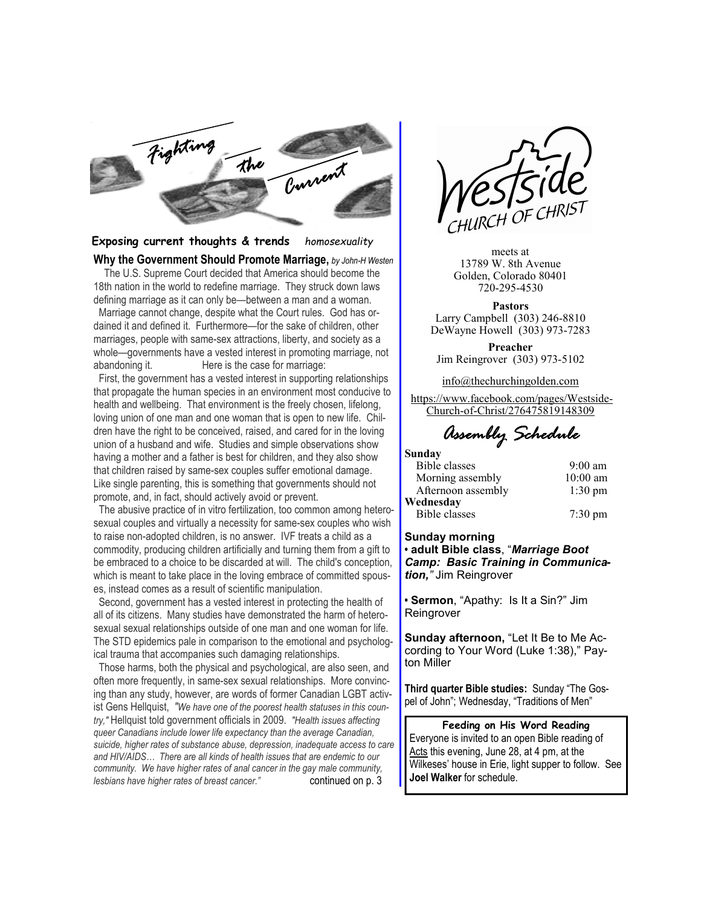Fighting the Current

**Exposing current thoughts & trends** *homosexuality*

## Why the Government Should Promote Marriage, *by John-H Westen*

The U.S. Supreme Court decided that America should become the 18th nation in the world to redefine marriage. They struck down laws defining marriage as it can only be—between a man and a woman.

Marriage cannot change, despite what the Court rules. God has ordained it and defined it. Furthermore—for the sake of children, other marriages, people with same-sex attractions, liberty, and society as a whole—governments have a vested interest in promoting marriage, not abandoning it. Here is the case for marriage:

First, the government has a vested interest in supporting relationships that propagate the human species in an environment most conducive to health and wellbeing. That environment is the freely chosen, lifelong, loving union of one man and one woman that is open to new life. Children have the right to be conceived, raised, and cared for in the loving union of a husband and wife. Studies and simple observations show having a mother and a father is best for children, and they also show that children raised by same-sex couples suffer emotional damage. Like single parenting, this is something that governments should not promote, and, in fact, should actively avoid or prevent.

The abusive practice of in vitro fertilization, too common among heterosexual couples and virtually a necessity for same-sex couples who wish to raise non-adopted children, is no answer. IVF treats a child as a commodity, producing children artificially and turning them from a gift to be embraced to a choice to be discarded at will. The child's conception, which is meant to take place in the loving embrace of committed spouses, instead comes as a result of scientific manipulation.

Second, government has a vested interest in protecting the health of all of its citizens. Many studies have demonstrated the harm of heterosexual sexual relationships outside of one man and one woman for life. The STD epidemics pale in comparison to the emotional and psychological trauma that accompanies such damaging relationships.

Those harms, both the physical and psychological, are also seen, and often more frequently, in same-sex sexual relationships. More convincing than any study, however, are words of former Canadian LGBT activist Gens Hellquist, *"We have one of the poorest health statuses in this country,"* Hellquist told government officials in 2009. *"Health issues affecting queer Canadians include lower life expectancy than the average Canadian, suicide, higher rates of substance abuse, depression, inadequate access to care and HIV/AIDS… There are all kinds of health issues that are endemic to our community. We have higher rates of anal cancer in the gay male community, lesbians have higher rates of breast cancer."* continued on p. 3

---

# Westside CHURCH OF CHRIST

meets at
13789 W. 8th Avenue
Golden, Colorado 80401
720-295-4530

**Pastors**
Larry Campbell (303) 246-8810
DeWayne Howell (303) 973-7283

**Preacher**
Jim Reingrover (303) 973-5102

info@thechurchingolden.com

https://www.facebook.com/pages/Westside-Church-of-Christ/276475819148309

## Assembly Schedule

| | |
|---|---|
| **Sunday** | |
| Bible classes | 9:00 am |
| Morning assembly | 10:00 am |
| Afternoon assembly | 1:30 pm |
| **Wednesday** | |
| Bible classes | 7:30 pm |

**Sunday morning**

- **adult Bible class**, "***Marriage Boot Camp: Basic Training in Communication,"*** Jim Reingrover

- **Sermon**, "Apathy: Is It a Sin?" Jim Reingrover

**Sunday afternoon,** "Let It Be to Me According to Your Word (Luke 1:38)," Payton Miller

**Third quarter Bible studies:** Sunday "The Gospel of John"; Wednesday, "Traditions of Men"

**Feeding on His Word Reading**

Everyone is invited to an open Bible reading of Acts this evening, June 28, at 4 pm, at the Wilkeses' house in Erie, light supper to follow. See **Joel Walker** for schedule.